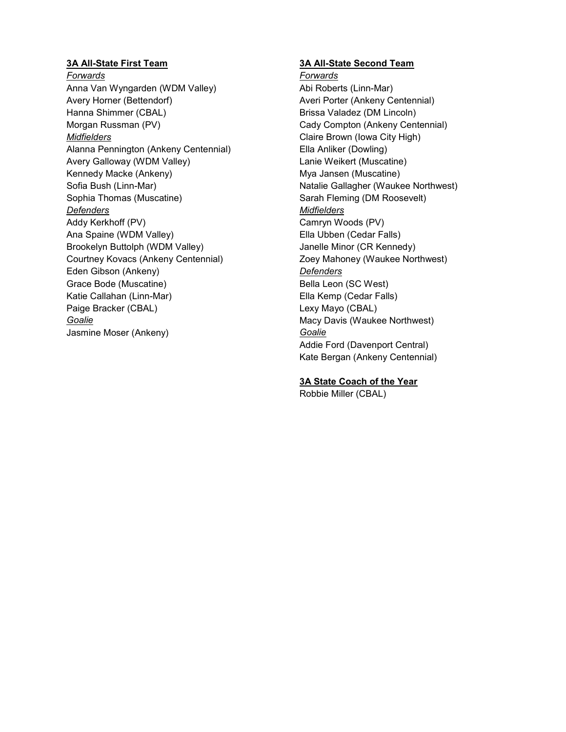**3A All-State First Team**

*Forwards*

Anna Van Wyngarden (WDM Valley)
Avery Horner (Bettendorf)
Hanna Shimmer (CBAL)
Morgan Russman (PV)

*Midfielders*

Alanna Pennington (Ankeny Centennial)
Avery Galloway (WDM Valley)
Kennedy Macke (Ankeny)
Sofia Bush (Linn-Mar)
Sophia Thomas (Muscatine)

*Defenders*

Addy Kerkhoff (PV)
Ana Spaine (WDM Valley)
Brookelyn Buttolph (WDM Valley)
Courtney Kovacs (Ankeny Centennial)
Eden Gibson (Ankeny)
Grace Bode (Muscatine)
Katie Callahan (Linn-Mar)
Paige Bracker (CBAL)

*Goalie*

Jasmine Moser (Ankeny)

**3A All-State Second Team**

*Forwards*

Abi Roberts (Linn-Mar)
Averi Porter (Ankeny Centennial)
Brissa Valadez (DM Lincoln)
Cady Compton (Ankeny Centennial)
Claire Brown (Iowa City High)
Ella Anliker (Dowling)
Lanie Weikert (Muscatine)
Mya Jansen (Muscatine)
Natalie Gallagher (Waukee Northwest)
Sarah Fleming (DM Roosevelt)

*Midfielders*

Camryn Woods (PV)
Ella Ubben (Cedar Falls)
Janelle Minor (CR Kennedy)
Zoey Mahoney (Waukee Northwest)

*Defenders*

Bella Leon (SC West)
Ella Kemp (Cedar Falls)
Lexy Mayo (CBAL)
Macy Davis (Waukee Northwest)

*Goalie*

Addie Ford (Davenport Central)
Kate Bergan (Ankeny Centennial)

**3A State Coach of the Year**

Robbie Miller (CBAL)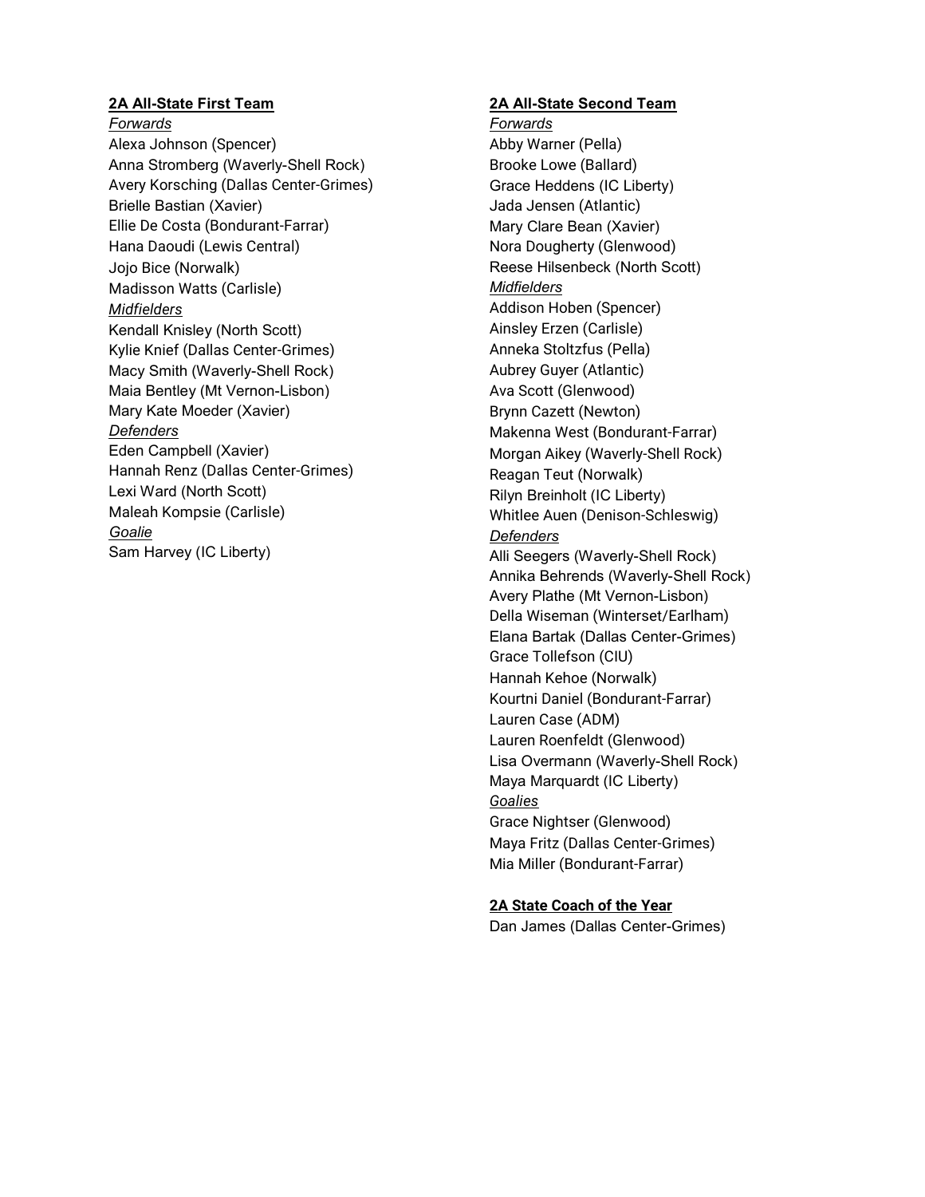**2A All-State First Team**

*Forwards*

Alexa Johnson (Spencer)
Anna Stromberg (Waverly-Shell Rock)
Avery Korsching (Dallas Center-Grimes)
Brielle Bastian (Xavier)
Ellie De Costa (Bondurant-Farrar)
Hana Daoudi (Lewis Central)
Jojo Bice (Norwalk)
Madisson Watts (Carlisle)

*Midfielders*

Kendall Knisley (North Scott)
Kylie Knief (Dallas Center-Grimes)
Macy Smith (Waverly-Shell Rock)
Maia Bentley (Mt Vernon-Lisbon)
Mary Kate Moeder (Xavier)

*Defenders*

Eden Campbell (Xavier)
Hannah Renz (Dallas Center-Grimes)
Lexi Ward (North Scott)
Maleah Kompsie (Carlisle)

*Goalie*

Sam Harvey (IC Liberty)

**2A All-State Second Team**

*Forwards*

Abby Warner (Pella)
Brooke Lowe (Ballard)
Grace Heddens (IC Liberty)
Jada Jensen (Atlantic)
Mary Clare Bean (Xavier)
Nora Dougherty (Glenwood)
Reese Hilsenbeck (North Scott)

*Midfielders*

Addison Hoben (Spencer)
Ainsley Erzen (Carlisle)
Anneka Stoltzfus (Pella)
Aubrey Guyer (Atlantic)
Ava Scott (Glenwood)
Brynn Cazett (Newton)
Makenna West (Bondurant-Farrar)
Morgan Aikey (Waverly-Shell Rock)
Reagan Teut (Norwalk)
Rilyn Breinholt (IC Liberty)
Whitlee Auen (Denison-Schleswig)

*Defenders*

Alli Seegers (Waverly-Shell Rock)
Annika Behrends (Waverly-Shell Rock)
Avery Plathe (Mt Vernon-Lisbon)
Della Wiseman (Winterset/Earlham)
Elana Bartak (Dallas Center-Grimes)
Grace Tollefson (CIU)
Hannah Kehoe (Norwalk)
Kourtni Daniel (Bondurant-Farrar)
Lauren Case (ADM)
Lauren Roenfeldt (Glenwood)
Lisa Overmann (Waverly-Shell Rock)
Maya Marquardt (IC Liberty)

*Goalies*

Grace Nightser (Glenwood)
Maya Fritz (Dallas Center-Grimes)
Mia Miller (Bondurant-Farrar)

**2A State Coach of the Year**

Dan James (Dallas Center-Grimes)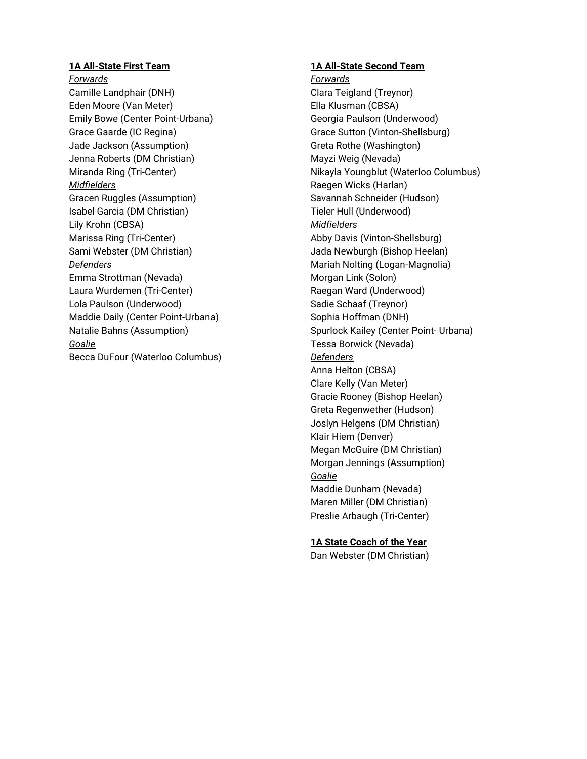**1A All-State First Team**

*Forwards*

Camille Landphair (DNH)
Eden Moore (Van Meter)
Emily Bowe (Center Point-Urbana)
Grace Gaarde (IC Regina)
Jade Jackson (Assumption)
Jenna Roberts (DM Christian)
Miranda Ring (Tri-Center)

*Midfielders*

Gracen Ruggles (Assumption)
Isabel Garcia (DM Christian)
Lily Krohn (CBSA)
Marissa Ring (Tri-Center)
Sami Webster (DM Christian)

*Defenders*

Emma Strottman (Nevada)
Laura Wurdemen (Tri-Center)
Lola Paulson (Underwood)
Maddie Daily (Center Point-Urbana)
Natalie Bahns (Assumption)

*Goalie*

Becca DuFour (Waterloo Columbus)

**1A All-State Second Team**

*Forwards*

Clara Teigland (Treynor)
Ella Klusman (CBSA)
Georgia Paulson (Underwood)
Grace Sutton (Vinton-Shellsburg)
Greta Rothe (Washington)
Mayzi Weig (Nevada)
Nikayla Youngblut (Waterloo Columbus)
Raegen Wicks (Harlan)
Savannah Schneider (Hudson)
Tieler Hull (Underwood)

*Midfielders*

Abby Davis (Vinton-Shellsburg)
Jada Newburgh (Bishop Heelan)
Mariah Nolting (Logan-Magnolia)
Morgan Link (Solon)
Raegan Ward (Underwood)
Sadie Schaaf (Treynor)
Sophia Hoffman (DNH)
Spurlock Kailey (Center Point- Urbana)
Tessa Borwick (Nevada)

*Defenders*

Anna Helton (CBSA)
Clare Kelly (Van Meter)
Gracie Rooney (Bishop Heelan)
Greta Regenwether (Hudson)
Joslyn Helgens (DM Christian)
Klair Hiem (Denver)
Megan McGuire (DM Christian)
Morgan Jennings (Assumption)

*Goalie*

Maddie Dunham (Nevada)
Maren Miller (DM Christian)
Preslie Arbaugh (Tri-Center)

**1A State Coach of the Year**

Dan Webster (DM Christian)